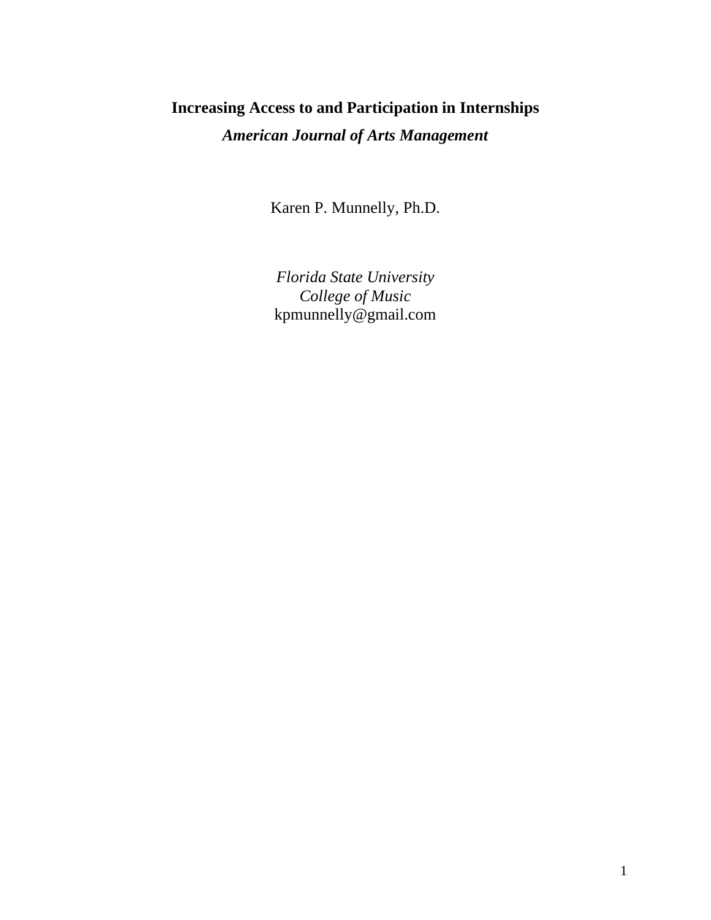# Increasing Access to and Participation in Internships

***American Journal of Arts Management***

Karen P. Munnelly, Ph.D.

*Florida State University*
*College of Music*
kpmunnelly@gmail.com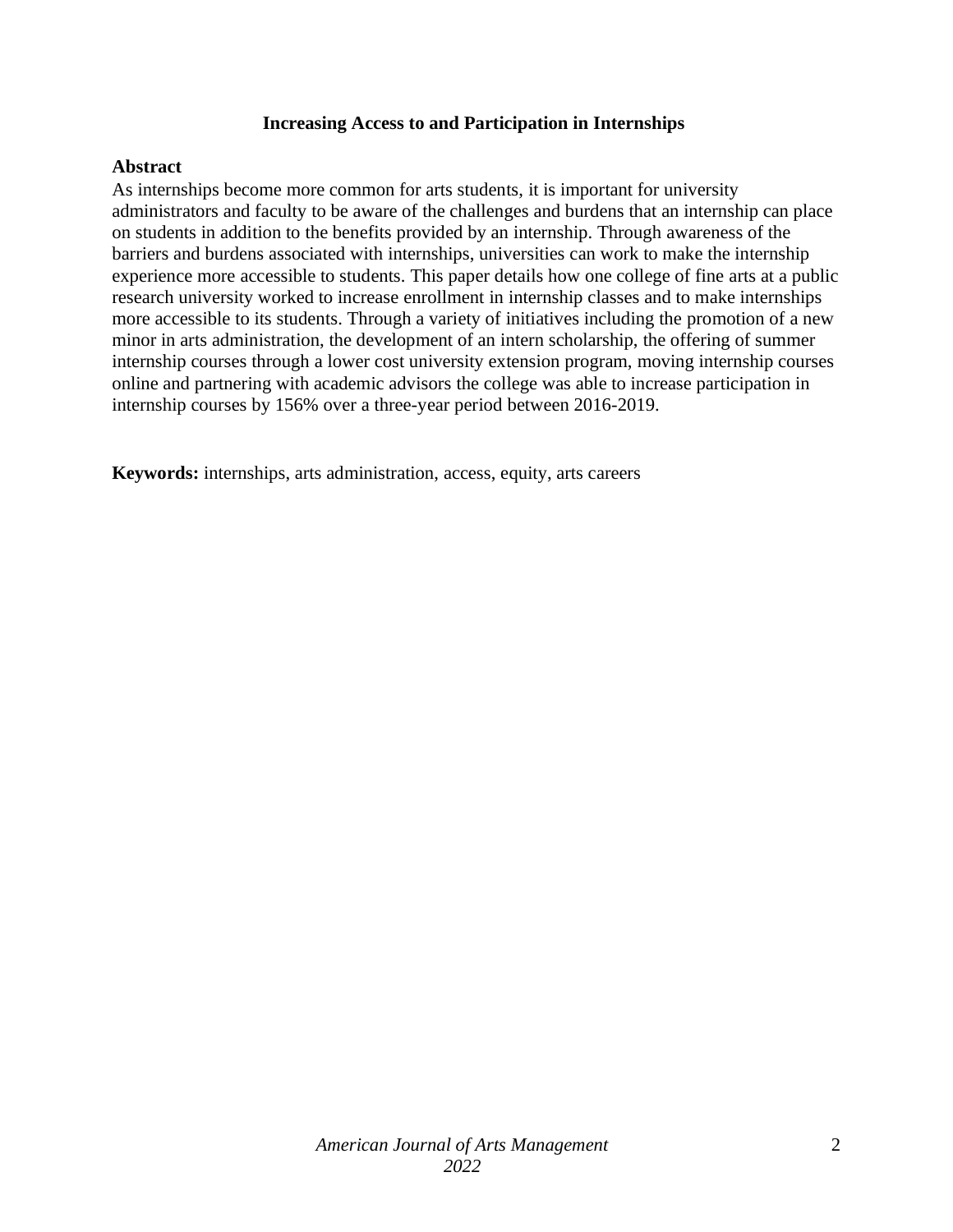**Increasing Access to and Participation in Internships**

**Abstract**

As internships become more common for arts students, it is important for university administrators and faculty to be aware of the challenges and burdens that an internship can place on students in addition to the benefits provided by an internship. Through awareness of the barriers and burdens associated with internships, universities can work to make the internship experience more accessible to students. This paper details how one college of fine arts at a public research university worked to increase enrollment in internship classes and to make internships more accessible to its students. Through a variety of initiatives including the promotion of a new minor in arts administration, the development of an intern scholarship, the offering of summer internship courses through a lower cost university extension program, moving internship courses online and partnering with academic advisors the college was able to increase participation in internship courses by 156% over a three-year period between 2016-2019.

**Keywords:** internships, arts administration, access, equity, arts careers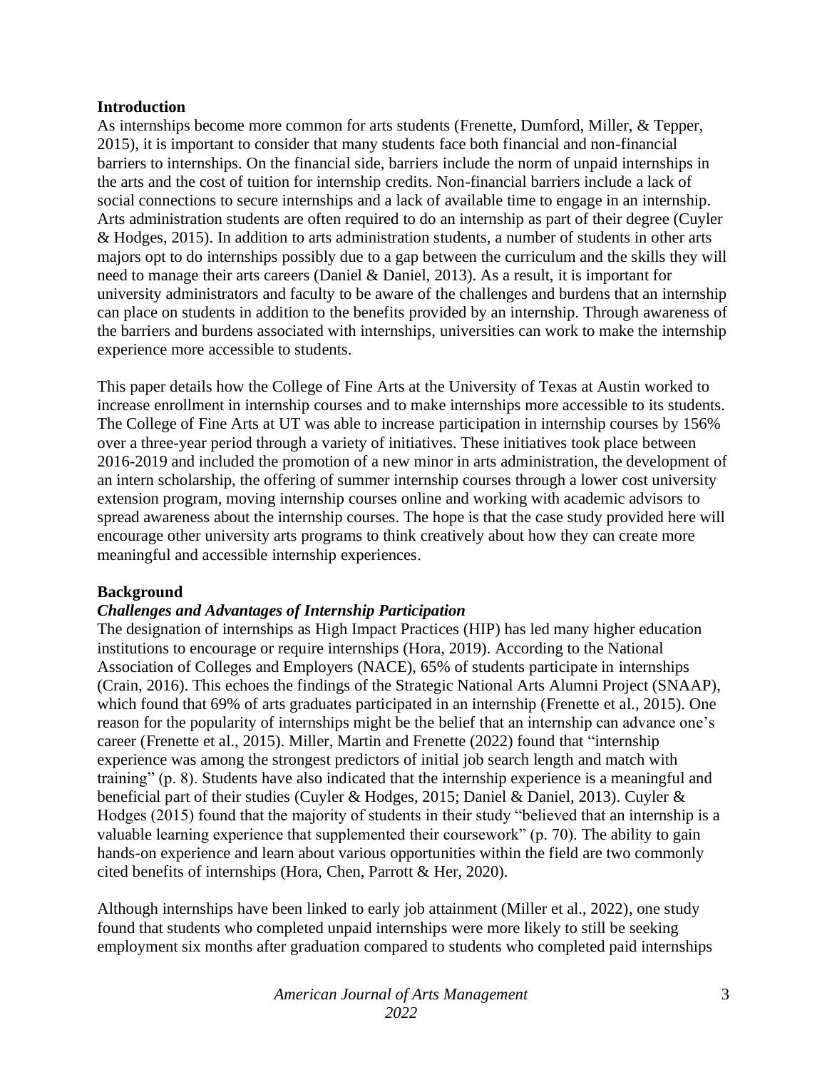## Introduction

As internships become more common for arts students (Frenette, Dumford, Miller, & Tepper, 2015), it is important to consider that many students face both financial and non-financial barriers to internships. On the financial side, barriers include the norm of unpaid internships in the arts and the cost of tuition for internship credits. Non-financial barriers include a lack of social connections to secure internships and a lack of available time to engage in an internship. Arts administration students are often required to do an internship as part of their degree (Cuyler & Hodges, 2015). In addition to arts administration students, a number of students in other arts majors opt to do internships possibly due to a gap between the curriculum and the skills they will need to manage their arts careers (Daniel & Daniel, 2013). As a result, it is important for university administrators and faculty to be aware of the challenges and burdens that an internship can place on students in addition to the benefits provided by an internship. Through awareness of the barriers and burdens associated with internships, universities can work to make the internship experience more accessible to students.

This paper details how the College of Fine Arts at the University of Texas at Austin worked to increase enrollment in internship courses and to make internships more accessible to its students. The College of Fine Arts at UT was able to increase participation in internship courses by 156% over a three-year period through a variety of initiatives. These initiatives took place between 2016-2019 and included the promotion of a new minor in arts administration, the development of an intern scholarship, the offering of summer internship courses through a lower cost university extension program, moving internship courses online and working with academic advisors to spread awareness about the internship courses. The hope is that the case study provided here will encourage other university arts programs to think creatively about how they can create more meaningful and accessible internship experiences.

## Background

### *Challenges and Advantages of Internship Participation*

The designation of internships as High Impact Practices (HIP) has led many higher education institutions to encourage or require internships (Hora, 2019). According to the National Association of Colleges and Employers (NACE), 65% of students participate in internships (Crain, 2016). This echoes the findings of the Strategic National Arts Alumni Project (SNAAP), which found that 69% of arts graduates participated in an internship (Frenette et al., 2015). One reason for the popularity of internships might be the belief that an internship can advance one's career (Frenette et al., 2015). Miller, Martin and Frenette (2022) found that "internship experience was among the strongest predictors of initial job search length and match with training" (p. 8). Students have also indicated that the internship experience is a meaningful and beneficial part of their studies (Cuyler & Hodges, 2015; Daniel & Daniel, 2013). Cuyler & Hodges (2015) found that the majority of students in their study "believed that an internship is a valuable learning experience that supplemented their coursework" (p. 70). The ability to gain hands-on experience and learn about various opportunities within the field are two commonly cited benefits of internships (Hora, Chen, Parrott & Her, 2020).

Although internships have been linked to early job attainment (Miller et al., 2022), one study found that students who completed unpaid internships were more likely to still be seeking employment six months after graduation compared to students who completed paid internships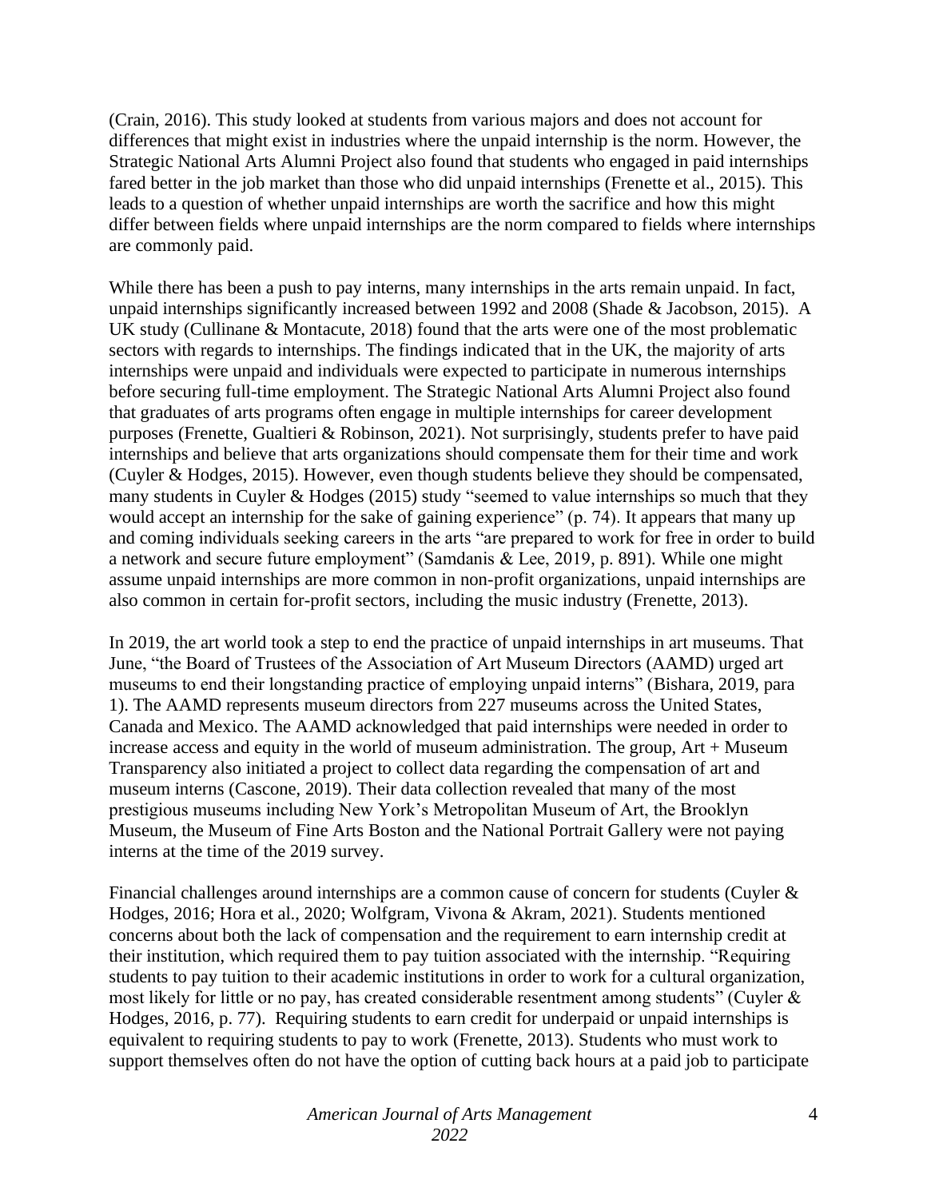(Crain, 2016). This study looked at students from various majors and does not account for differences that might exist in industries where the unpaid internship is the norm. However, the Strategic National Arts Alumni Project also found that students who engaged in paid internships fared better in the job market than those who did unpaid internships (Frenette et al., 2015). This leads to a question of whether unpaid internships are worth the sacrifice and how this might differ between fields where unpaid internships are the norm compared to fields where internships are commonly paid.

While there has been a push to pay interns, many internships in the arts remain unpaid. In fact, unpaid internships significantly increased between 1992 and 2008 (Shade & Jacobson, 2015). A UK study (Cullinane & Montacute, 2018) found that the arts were one of the most problematic sectors with regards to internships. The findings indicated that in the UK, the majority of arts internships were unpaid and individuals were expected to participate in numerous internships before securing full-time employment. The Strategic National Arts Alumni Project also found that graduates of arts programs often engage in multiple internships for career development purposes (Frenette, Gualtieri & Robinson, 2021). Not surprisingly, students prefer to have paid internships and believe that arts organizations should compensate them for their time and work (Cuyler & Hodges, 2015). However, even though students believe they should be compensated, many students in Cuyler & Hodges (2015) study "seemed to value internships so much that they would accept an internship for the sake of gaining experience" (p. 74). It appears that many up and coming individuals seeking careers in the arts "are prepared to work for free in order to build a network and secure future employment" (Samdanis & Lee, 2019, p. 891). While one might assume unpaid internships are more common in non-profit organizations, unpaid internships are also common in certain for-profit sectors, including the music industry (Frenette, 2013).

In 2019, the art world took a step to end the practice of unpaid internships in art museums. That June, "the Board of Trustees of the Association of Art Museum Directors (AAMD) urged art museums to end their longstanding practice of employing unpaid interns" (Bishara, 2019, para 1). The AAMD represents museum directors from 227 museums across the United States, Canada and Mexico. The AAMD acknowledged that paid internships were needed in order to increase access and equity in the world of museum administration. The group, Art + Museum Transparency also initiated a project to collect data regarding the compensation of art and museum interns (Cascone, 2019). Their data collection revealed that many of the most prestigious museums including New York's Metropolitan Museum of Art, the Brooklyn Museum, the Museum of Fine Arts Boston and the National Portrait Gallery were not paying interns at the time of the 2019 survey.

Financial challenges around internships are a common cause of concern for students (Cuyler & Hodges, 2016; Hora et al., 2020; Wolfgram, Vivona & Akram, 2021). Students mentioned concerns about both the lack of compensation and the requirement to earn internship credit at their institution, which required them to pay tuition associated with the internship. "Requiring students to pay tuition to their academic institutions in order to work for a cultural organization, most likely for little or no pay, has created considerable resentment among students" (Cuyler & Hodges, 2016, p. 77). Requiring students to earn credit for underpaid or unpaid internships is equivalent to requiring students to pay to work (Frenette, 2013). Students who must work to support themselves often do not have the option of cutting back hours at a paid job to participate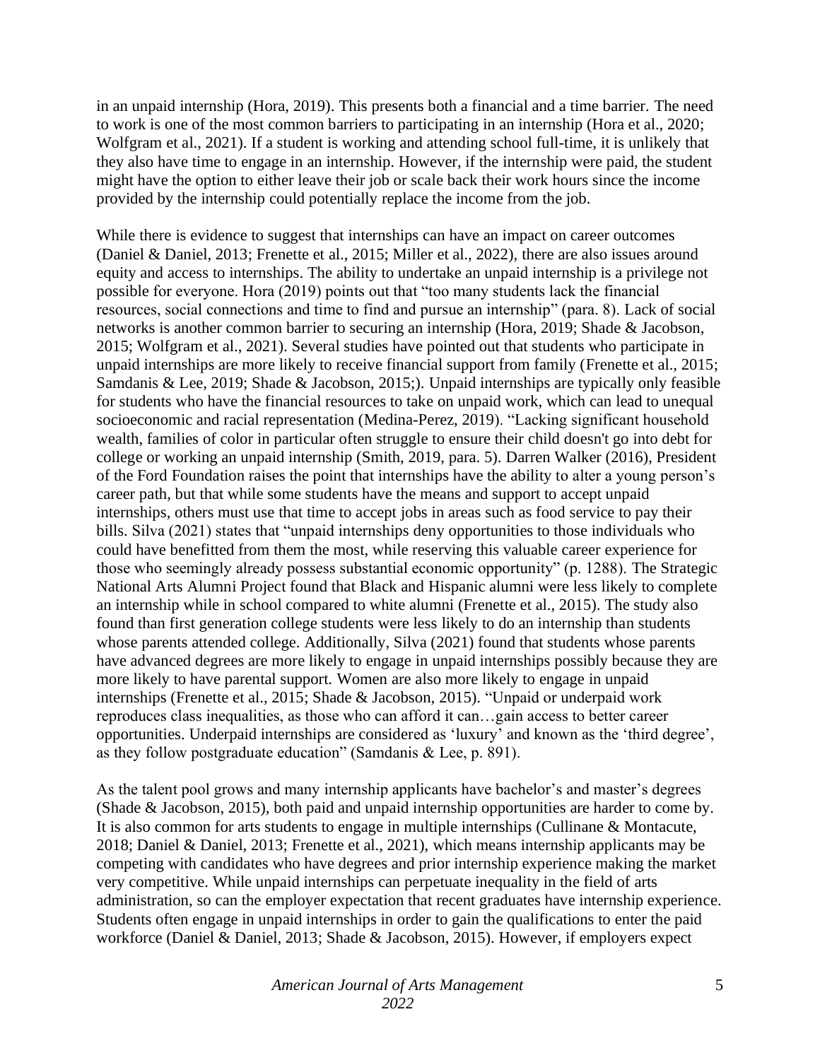in an unpaid internship (Hora, 2019). This presents both a financial and a time barrier. The need to work is one of the most common barriers to participating in an internship (Hora et al., 2020; Wolfgram et al., 2021). If a student is working and attending school full-time, it is unlikely that they also have time to engage in an internship. However, if the internship were paid, the student might have the option to either leave their job or scale back their work hours since the income provided by the internship could potentially replace the income from the job.

While there is evidence to suggest that internships can have an impact on career outcomes (Daniel & Daniel, 2013; Frenette et al., 2015; Miller et al., 2022), there are also issues around equity and access to internships. The ability to undertake an unpaid internship is a privilege not possible for everyone. Hora (2019) points out that "too many students lack the financial resources, social connections and time to find and pursue an internship" (para. 8). Lack of social networks is another common barrier to securing an internship (Hora, 2019; Shade & Jacobson, 2015; Wolfgram et al., 2021). Several studies have pointed out that students who participate in unpaid internships are more likely to receive financial support from family (Frenette et al., 2015; Samdanis & Lee, 2019; Shade & Jacobson, 2015;). Unpaid internships are typically only feasible for students who have the financial resources to take on unpaid work, which can lead to unequal socioeconomic and racial representation (Medina-Perez, 2019). "Lacking significant household wealth, families of color in particular often struggle to ensure their child doesn't go into debt for college or working an unpaid internship (Smith, 2019, para. 5). Darren Walker (2016), President of the Ford Foundation raises the point that internships have the ability to alter a young person's career path, but that while some students have the means and support to accept unpaid internships, others must use that time to accept jobs in areas such as food service to pay their bills. Silva (2021) states that "unpaid internships deny opportunities to those individuals who could have benefitted from them the most, while reserving this valuable career experience for those who seemingly already possess substantial economic opportunity" (p. 1288). The Strategic National Arts Alumni Project found that Black and Hispanic alumni were less likely to complete an internship while in school compared to white alumni (Frenette et al., 2015). The study also found than first generation college students were less likely to do an internship than students whose parents attended college. Additionally, Silva (2021) found that students whose parents have advanced degrees are more likely to engage in unpaid internships possibly because they are more likely to have parental support. Women are also more likely to engage in unpaid internships (Frenette et al., 2015; Shade & Jacobson, 2015). "Unpaid or underpaid work reproduces class inequalities, as those who can afford it can…gain access to better career opportunities. Underpaid internships are considered as 'luxury' and known as the 'third degree', as they follow postgraduate education" (Samdanis & Lee, p. 891).

As the talent pool grows and many internship applicants have bachelor's and master's degrees (Shade & Jacobson, 2015), both paid and unpaid internship opportunities are harder to come by. It is also common for arts students to engage in multiple internships (Cullinane & Montacute, 2018; Daniel & Daniel, 2013; Frenette et al., 2021), which means internship applicants may be competing with candidates who have degrees and prior internship experience making the market very competitive. While unpaid internships can perpetuate inequality in the field of arts administration, so can the employer expectation that recent graduates have internship experience. Students often engage in unpaid internships in order to gain the qualifications to enter the paid workforce (Daniel & Daniel, 2013; Shade & Jacobson, 2015). However, if employers expect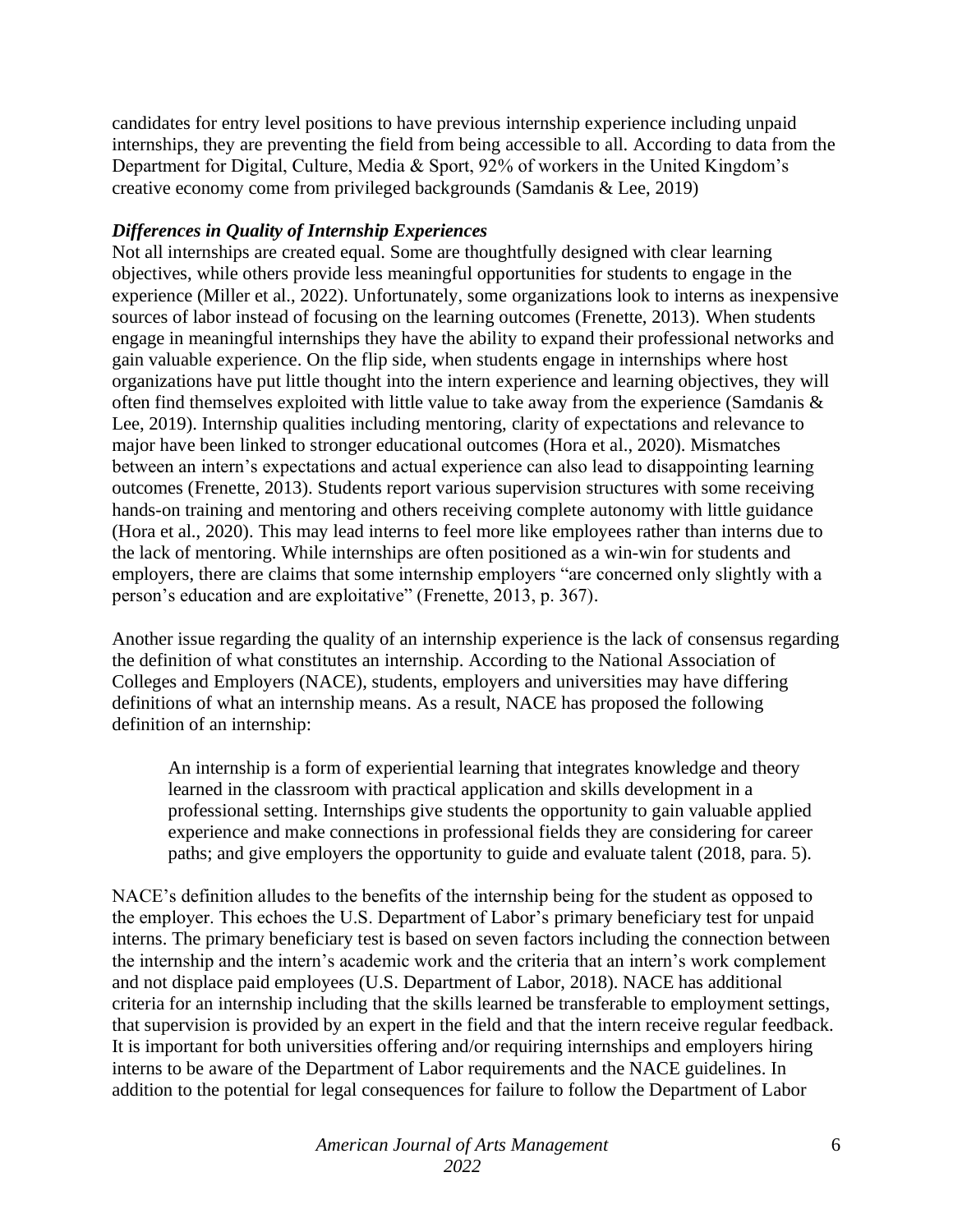candidates for entry level positions to have previous internship experience including unpaid internships, they are preventing the field from being accessible to all. According to data from the Department for Digital, Culture, Media & Sport, 92% of workers in the United Kingdom's creative economy come from privileged backgrounds (Samdanis & Lee, 2019)

### *Differences in Quality of Internship Experiences*

Not all internships are created equal. Some are thoughtfully designed with clear learning objectives, while others provide less meaningful opportunities for students to engage in the experience (Miller et al., 2022). Unfortunately, some organizations look to interns as inexpensive sources of labor instead of focusing on the learning outcomes (Frenette, 2013). When students engage in meaningful internships they have the ability to expand their professional networks and gain valuable experience. On the flip side, when students engage in internships where host organizations have put little thought into the intern experience and learning objectives, they will often find themselves exploited with little value to take away from the experience (Samdanis & Lee, 2019). Internship qualities including mentoring, clarity of expectations and relevance to major have been linked to stronger educational outcomes (Hora et al., 2020). Mismatches between an intern's expectations and actual experience can also lead to disappointing learning outcomes (Frenette, 2013). Students report various supervision structures with some receiving hands-on training and mentoring and others receiving complete autonomy with little guidance (Hora et al., 2020). This may lead interns to feel more like employees rather than interns due to the lack of mentoring. While internships are often positioned as a win-win for students and employers, there are claims that some internship employers "are concerned only slightly with a person's education and are exploitative" (Frenette, 2013, p. 367).

Another issue regarding the quality of an internship experience is the lack of consensus regarding the definition of what constitutes an internship. According to the National Association of Colleges and Employers (NACE), students, employers and universities may have differing definitions of what an internship means. As a result, NACE has proposed the following definition of an internship:

> An internship is a form of experiential learning that integrates knowledge and theory learned in the classroom with practical application and skills development in a professional setting. Internships give students the opportunity to gain valuable applied experience and make connections in professional fields they are considering for career paths; and give employers the opportunity to guide and evaluate talent (2018, para. 5).

NACE's definition alludes to the benefits of the internship being for the student as opposed to the employer. This echoes the U.S. Department of Labor's primary beneficiary test for unpaid interns. The primary beneficiary test is based on seven factors including the connection between the internship and the intern's academic work and the criteria that an intern's work complement and not displace paid employees (U.S. Department of Labor, 2018). NACE has additional criteria for an internship including that the skills learned be transferable to employment settings, that supervision is provided by an expert in the field and that the intern receive regular feedback. It is important for both universities offering and/or requiring internships and employers hiring interns to be aware of the Department of Labor requirements and the NACE guidelines. In addition to the potential for legal consequences for failure to follow the Department of Labor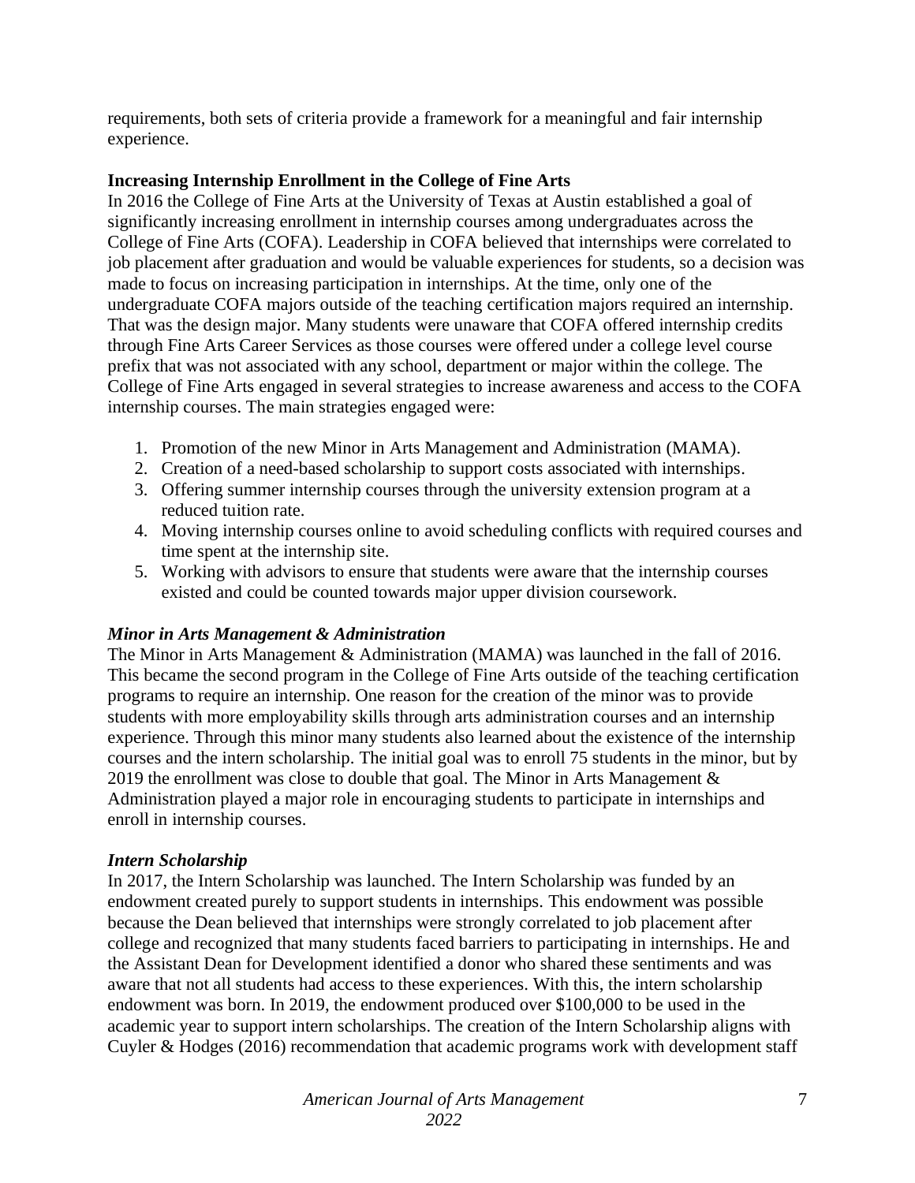requirements, both sets of criteria provide a framework for a meaningful and fair internship experience.

**Increasing Internship Enrollment in the College of Fine Arts**

In 2016 the College of Fine Arts at the University of Texas at Austin established a goal of significantly increasing enrollment in internship courses among undergraduates across the College of Fine Arts (COFA). Leadership in COFA believed that internships were correlated to job placement after graduation and would be valuable experiences for students, so a decision was made to focus on increasing participation in internships. At the time, only one of the undergraduate COFA majors outside of the teaching certification majors required an internship. That was the design major. Many students were unaware that COFA offered internship credits through Fine Arts Career Services as those courses were offered under a college level course prefix that was not associated with any school, department or major within the college. The College of Fine Arts engaged in several strategies to increase awareness and access to the COFA internship courses. The main strategies engaged were:

1. Promotion of the new Minor in Arts Management and Administration (MAMA).
2. Creation of a need-based scholarship to support costs associated with internships.
3. Offering summer internship courses through the university extension program at a reduced tuition rate.
4. Moving internship courses online to avoid scheduling conflicts with required courses and time spent at the internship site.
5. Working with advisors to ensure that students were aware that the internship courses existed and could be counted towards major upper division coursework.

***Minor in Arts Management & Administration***

The Minor in Arts Management & Administration (MAMA) was launched in the fall of 2016. This became the second program in the College of Fine Arts outside of the teaching certification programs to require an internship. One reason for the creation of the minor was to provide students with more employability skills through arts administration courses and an internship experience. Through this minor many students also learned about the existence of the internship courses and the intern scholarship. The initial goal was to enroll 75 students in the minor, but by 2019 the enrollment was close to double that goal. The Minor in Arts Management & Administration played a major role in encouraging students to participate in internships and enroll in internship courses.

***Intern Scholarship***

In 2017, the Intern Scholarship was launched. The Intern Scholarship was funded by an endowment created purely to support students in internships. This endowment was possible because the Dean believed that internships were strongly correlated to job placement after college and recognized that many students faced barriers to participating in internships. He and the Assistant Dean for Development identified a donor who shared these sentiments and was aware that not all students had access to these experiences. With this, the intern scholarship endowment was born. In 2019, the endowment produced over $100,000 to be used in the academic year to support intern scholarships. The creation of the Intern Scholarship aligns with Cuyler & Hodges (2016) recommendation that academic programs work with development staff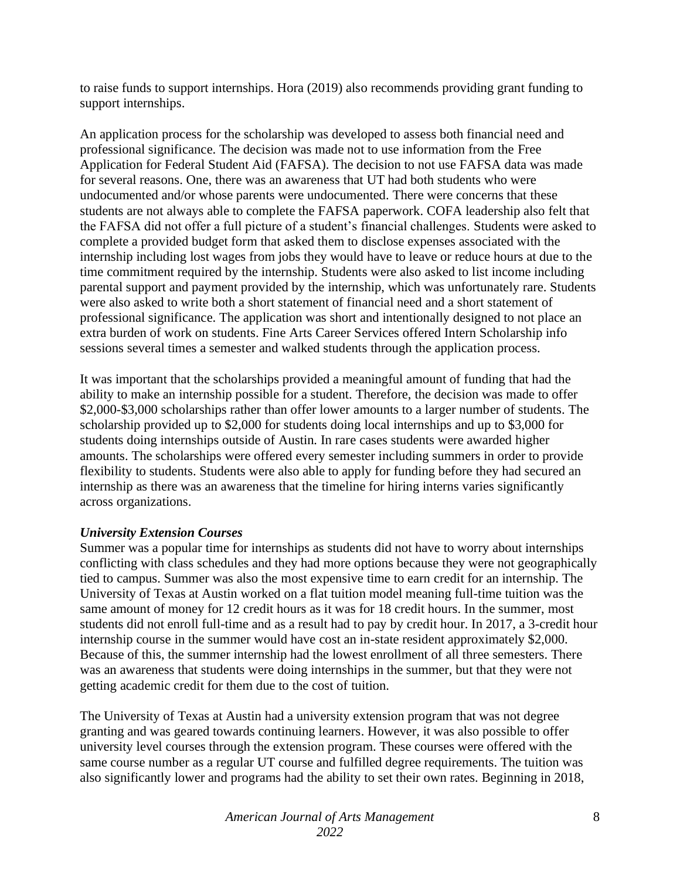to raise funds to support internships. Hora (2019) also recommends providing grant funding to support internships.

An application process for the scholarship was developed to assess both financial need and professional significance. The decision was made not to use information from the Free Application for Federal Student Aid (FAFSA). The decision to not use FAFSA data was made for several reasons. One, there was an awareness that UT had both students who were undocumented and/or whose parents were undocumented. There were concerns that these students are not always able to complete the FAFSA paperwork. COFA leadership also felt that the FAFSA did not offer a full picture of a student's financial challenges. Students were asked to complete a provided budget form that asked them to disclose expenses associated with the internship including lost wages from jobs they would have to leave or reduce hours at due to the time commitment required by the internship. Students were also asked to list income including parental support and payment provided by the internship, which was unfortunately rare. Students were also asked to write both a short statement of financial need and a short statement of professional significance. The application was short and intentionally designed to not place an extra burden of work on students. Fine Arts Career Services offered Intern Scholarship info sessions several times a semester and walked students through the application process.

It was important that the scholarships provided a meaningful amount of funding that had the ability to make an internship possible for a student. Therefore, the decision was made to offer $2,000-$3,000 scholarships rather than offer lower amounts to a larger number of students. The scholarship provided up to $2,000 for students doing local internships and up to $3,000 for students doing internships outside of Austin. In rare cases students were awarded higher amounts. The scholarships were offered every semester including summers in order to provide flexibility to students. Students were also able to apply for funding before they had secured an internship as there was an awareness that the timeline for hiring interns varies significantly across organizations.

***University Extension Courses***

Summer was a popular time for internships as students did not have to worry about internships conflicting with class schedules and they had more options because they were not geographically tied to campus. Summer was also the most expensive time to earn credit for an internship. The University of Texas at Austin worked on a flat tuition model meaning full-time tuition was the same amount of money for 12 credit hours as it was for 18 credit hours. In the summer, most students did not enroll full-time and as a result had to pay by credit hour. In 2017, a 3-credit hour internship course in the summer would have cost an in-state resident approximately $2,000. Because of this, the summer internship had the lowest enrollment of all three semesters. There was an awareness that students were doing internships in the summer, but that they were not getting academic credit for them due to the cost of tuition.

The University of Texas at Austin had a university extension program that was not degree granting and was geared towards continuing learners. However, it was also possible to offer university level courses through the extension program. These courses were offered with the same course number as a regular UT course and fulfilled degree requirements. The tuition was also significantly lower and programs had the ability to set their own rates. Beginning in 2018,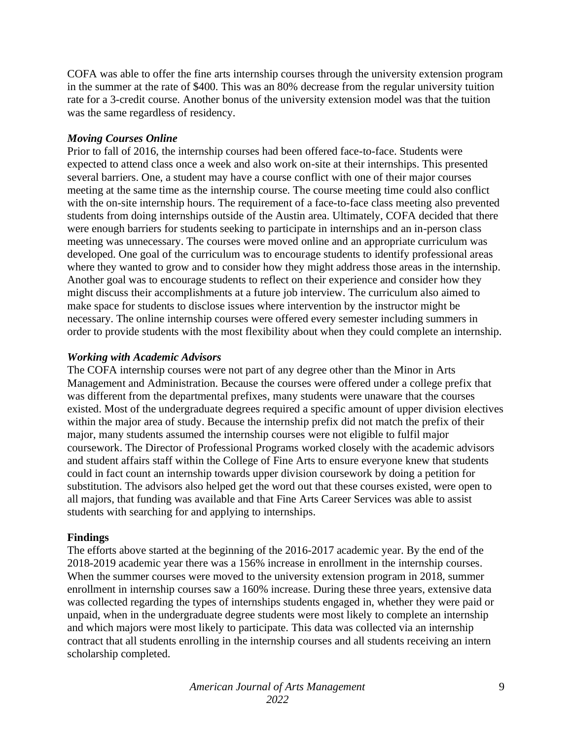COFA was able to offer the fine arts internship courses through the university extension program in the summer at the rate of $400. This was an 80% decrease from the regular university tuition rate for a 3-credit course. Another bonus of the university extension model was that the tuition was the same regardless of residency.

### *Moving Courses Online*

Prior to fall of 2016, the internship courses had been offered face-to-face. Students were expected to attend class once a week and also work on-site at their internships. This presented several barriers. One, a student may have a course conflict with one of their major courses meeting at the same time as the internship course. The course meeting time could also conflict with the on-site internship hours. The requirement of a face-to-face class meeting also prevented students from doing internships outside of the Austin area. Ultimately, COFA decided that there were enough barriers for students seeking to participate in internships and an in-person class meeting was unnecessary. The courses were moved online and an appropriate curriculum was developed. One goal of the curriculum was to encourage students to identify professional areas where they wanted to grow and to consider how they might address those areas in the internship. Another goal was to encourage students to reflect on their experience and consider how they might discuss their accomplishments at a future job interview. The curriculum also aimed to make space for students to disclose issues where intervention by the instructor might be necessary. The online internship courses were offered every semester including summers in order to provide students with the most flexibility about when they could complete an internship.

### *Working with Academic Advisors*

The COFA internship courses were not part of any degree other than the Minor in Arts Management and Administration. Because the courses were offered under a college prefix that was different from the departmental prefixes, many students were unaware that the courses existed. Most of the undergraduate degrees required a specific amount of upper division electives within the major area of study. Because the internship prefix did not match the prefix of their major, many students assumed the internship courses were not eligible to fulfil major coursework. The Director of Professional Programs worked closely with the academic advisors and student affairs staff within the College of Fine Arts to ensure everyone knew that students could in fact count an internship towards upper division coursework by doing a petition for substitution. The advisors also helped get the word out that these courses existed, were open to all majors, that funding was available and that Fine Arts Career Services was able to assist students with searching for and applying to internships.

## Findings

The efforts above started at the beginning of the 2016-2017 academic year. By the end of the 2018-2019 academic year there was a 156% increase in enrollment in the internship courses. When the summer courses were moved to the university extension program in 2018, summer enrollment in internship courses saw a 160% increase. During these three years, extensive data was collected regarding the types of internships students engaged in, whether they were paid or unpaid, when in the undergraduate degree students were most likely to complete an internship and which majors were most likely to participate. This data was collected via an internship contract that all students enrolling in the internship courses and all students receiving an intern scholarship completed.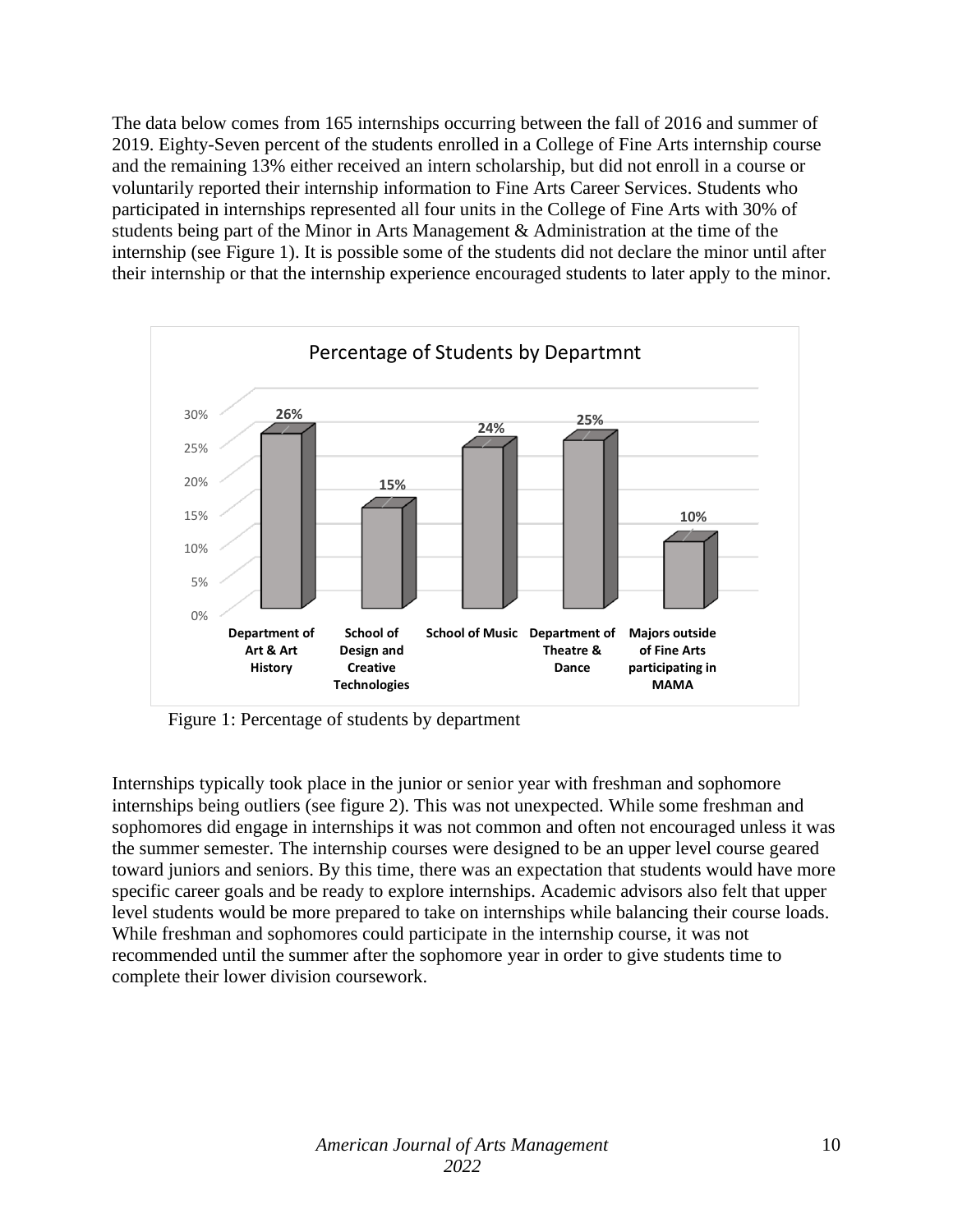The data below comes from 165 internships occurring between the fall of 2016 and summer of 2019. Eighty-Seven percent of the students enrolled in a College of Fine Arts internship course and the remaining 13% either received an intern scholarship, but did not enroll in a course or voluntarily reported their internship information to Fine Arts Career Services. Students who participated in internships represented all four units in the College of Fine Arts with 30% of students being part of the Minor in Arts Management & Administration at the time of the internship (see Figure 1). It is possible some of the students did not declare the minor until after their internship or that the internship experience encouraged students to later apply to the minor.

Percentage of Students by Departmnt

30%
25%
20%
15%
10%
5%
0%

26%
15%
24%
25%
10%

Department of Art & Art History
School of Design and Creative Technologies
School of Music
Department of Theatre & Dance
Majors outside of Fine Arts participating in MAMA

Figure 1: Percentage of students by department

Internships typically took place in the junior or senior year with freshman and sophomore internships being outliers (see figure 2). This was not unexpected. While some freshman and sophomores did engage in internships it was not common and often not encouraged unless it was the summer semester. The internship courses were designed to be an upper level course geared toward juniors and seniors. By this time, there was an expectation that students would have more specific career goals and be ready to explore internships. Academic advisors also felt that upper level students would be more prepared to take on internships while balancing their course loads. While freshman and sophomores could participate in the internship course, it was not recommended until the summer after the sophomore year in order to give students time to complete their lower division coursework.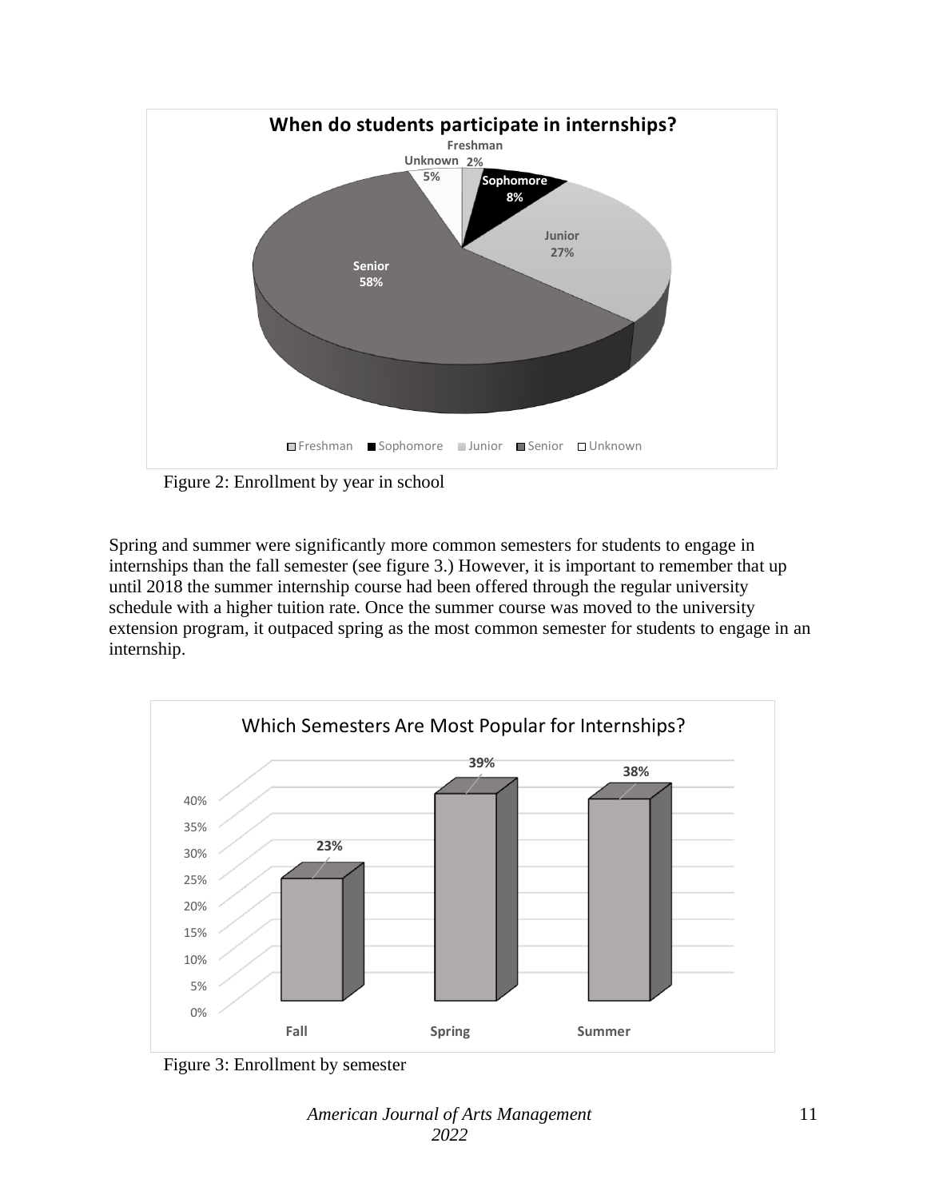When do students participate in internships?

Freshman 2%
Sophomore 8%
Junior 27%
Senior 58%
Unknown 5%

Freshman Sophomore Junior Senior Unknown

Figure 2: Enrollment by year in school

Spring and summer were significantly more common semesters for students to engage in internships than the fall semester (see figure 3.) However, it is important to remember that up until 2018 the summer internship course had been offered through the regular university schedule with a higher tuition rate. Once the summer course was moved to the university extension program, it outpaced spring as the most common semester for students to engage in an internship.

Which Semesters Are Most Popular for Internships?

0% 5% 10% 15% 20% 25% 30% 35% 40%

Fall 23%
Spring 39%
Summer 38%

Figure 3: Enrollment by semester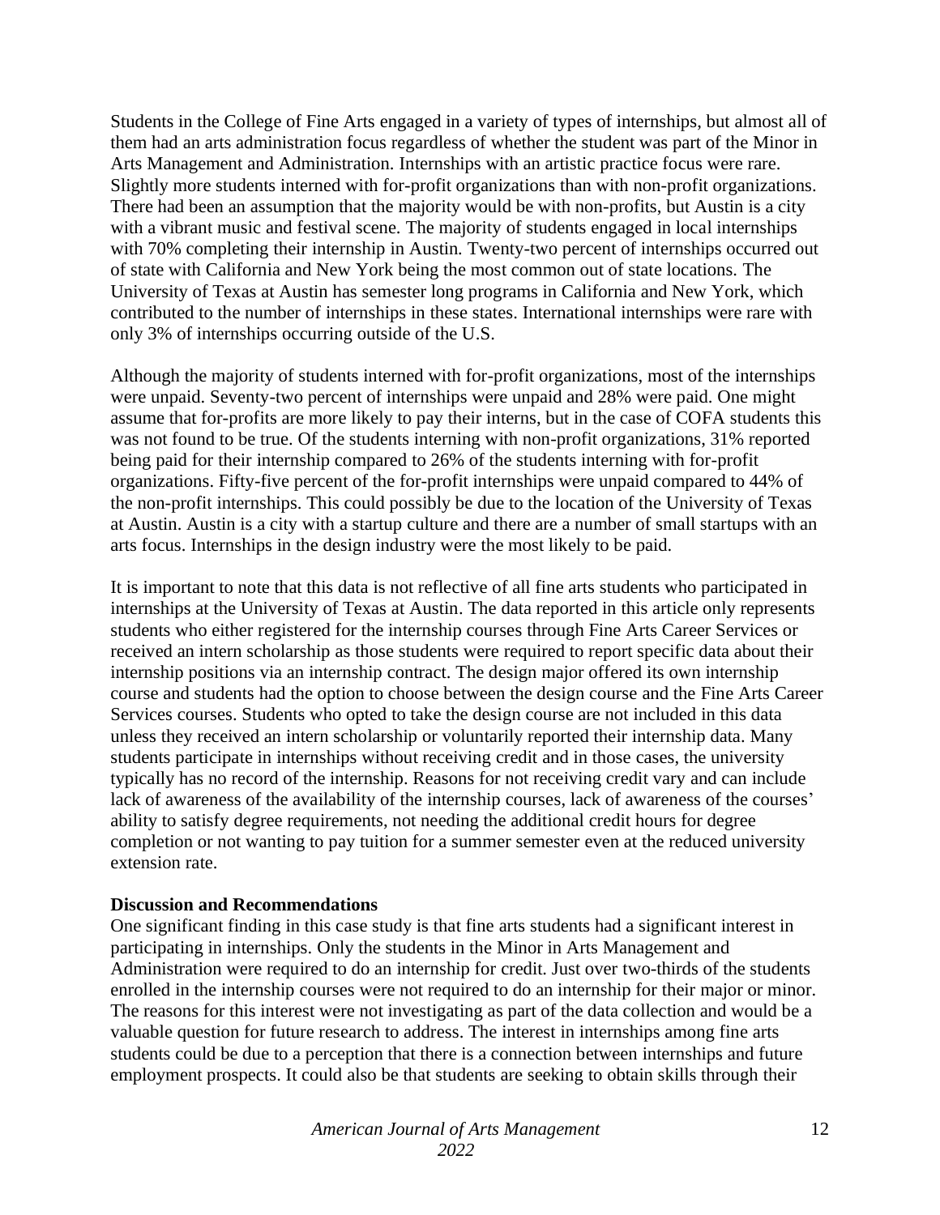Students in the College of Fine Arts engaged in a variety of types of internships, but almost all of them had an arts administration focus regardless of whether the student was part of the Minor in Arts Management and Administration. Internships with an artistic practice focus were rare. Slightly more students interned with for-profit organizations than with non-profit organizations. There had been an assumption that the majority would be with non-profits, but Austin is a city with a vibrant music and festival scene. The majority of students engaged in local internships with 70% completing their internship in Austin. Twenty-two percent of internships occurred out of state with California and New York being the most common out of state locations. The University of Texas at Austin has semester long programs in California and New York, which contributed to the number of internships in these states. International internships were rare with only 3% of internships occurring outside of the U.S.

Although the majority of students interned with for-profit organizations, most of the internships were unpaid. Seventy-two percent of internships were unpaid and 28% were paid. One might assume that for-profits are more likely to pay their interns, but in the case of COFA students this was not found to be true. Of the students interning with non-profit organizations, 31% reported being paid for their internship compared to 26% of the students interning with for-profit organizations. Fifty-five percent of the for-profit internships were unpaid compared to 44% of the non-profit internships. This could possibly be due to the location of the University of Texas at Austin. Austin is a city with a startup culture and there are a number of small startups with an arts focus. Internships in the design industry were the most likely to be paid.

It is important to note that this data is not reflective of all fine arts students who participated in internships at the University of Texas at Austin. The data reported in this article only represents students who either registered for the internship courses through Fine Arts Career Services or received an intern scholarship as those students were required to report specific data about their internship positions via an internship contract. The design major offered its own internship course and students had the option to choose between the design course and the Fine Arts Career Services courses. Students who opted to take the design course are not included in this data unless they received an intern scholarship or voluntarily reported their internship data. Many students participate in internships without receiving credit and in those cases, the university typically has no record of the internship. Reasons for not receiving credit vary and can include lack of awareness of the availability of the internship courses, lack of awareness of the courses' ability to satisfy degree requirements, not needing the additional credit hours for degree completion or not wanting to pay tuition for a summer semester even at the reduced university extension rate.

**Discussion and Recommendations**

One significant finding in this case study is that fine arts students had a significant interest in participating in internships. Only the students in the Minor in Arts Management and Administration were required to do an internship for credit. Just over two-thirds of the students enrolled in the internship courses were not required to do an internship for their major or minor. The reasons for this interest were not investigating as part of the data collection and would be a valuable question for future research to address. The interest in internships among fine arts students could be due to a perception that there is a connection between internships and future employment prospects. It could also be that students are seeking to obtain skills through their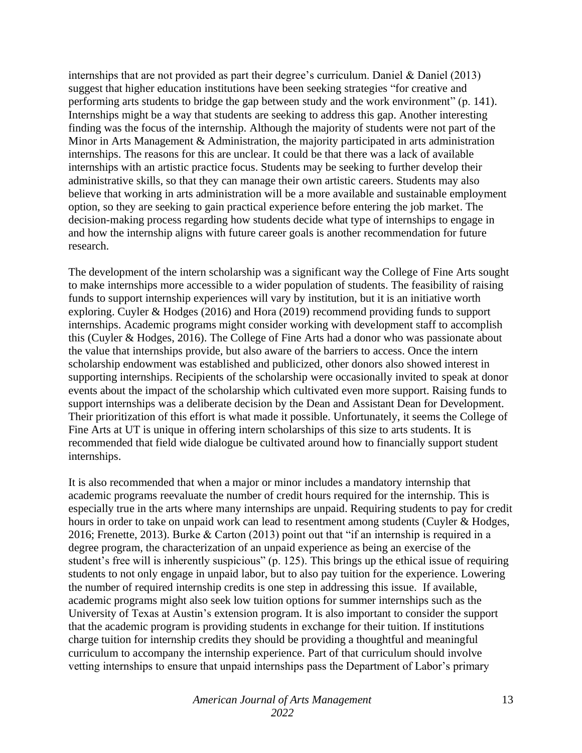internships that are not provided as part their degree's curriculum. Daniel & Daniel (2013) suggest that higher education institutions have been seeking strategies "for creative and performing arts students to bridge the gap between study and the work environment" (p. 141). Internships might be a way that students are seeking to address this gap. Another interesting finding was the focus of the internship. Although the majority of students were not part of the Minor in Arts Management & Administration, the majority participated in arts administration internships. The reasons for this are unclear. It could be that there was a lack of available internships with an artistic practice focus. Students may be seeking to further develop their administrative skills, so that they can manage their own artistic careers. Students may also believe that working in arts administration will be a more available and sustainable employment option, so they are seeking to gain practical experience before entering the job market. The decision-making process regarding how students decide what type of internships to engage in and how the internship aligns with future career goals is another recommendation for future research.

The development of the intern scholarship was a significant way the College of Fine Arts sought to make internships more accessible to a wider population of students. The feasibility of raising funds to support internship experiences will vary by institution, but it is an initiative worth exploring. Cuyler & Hodges (2016) and Hora (2019) recommend providing funds to support internships. Academic programs might consider working with development staff to accomplish this (Cuyler & Hodges, 2016). The College of Fine Arts had a donor who was passionate about the value that internships provide, but also aware of the barriers to access. Once the intern scholarship endowment was established and publicized, other donors also showed interest in supporting internships. Recipients of the scholarship were occasionally invited to speak at donor events about the impact of the scholarship which cultivated even more support. Raising funds to support internships was a deliberate decision by the Dean and Assistant Dean for Development. Their prioritization of this effort is what made it possible. Unfortunately, it seems the College of Fine Arts at UT is unique in offering intern scholarships of this size to arts students. It is recommended that field wide dialogue be cultivated around how to financially support student internships.

It is also recommended that when a major or minor includes a mandatory internship that academic programs reevaluate the number of credit hours required for the internship. This is especially true in the arts where many internships are unpaid. Requiring students to pay for credit hours in order to take on unpaid work can lead to resentment among students (Cuyler & Hodges, 2016; Frenette, 2013). Burke & Carton (2013) point out that "if an internship is required in a degree program, the characterization of an unpaid experience as being an exercise of the student's free will is inherently suspicious" (p. 125). This brings up the ethical issue of requiring students to not only engage in unpaid labor, but to also pay tuition for the experience. Lowering the number of required internship credits is one step in addressing this issue. If available, academic programs might also seek low tuition options for summer internships such as the University of Texas at Austin's extension program. It is also important to consider the support that the academic program is providing students in exchange for their tuition. If institutions charge tuition for internship credits they should be providing a thoughtful and meaningful curriculum to accompany the internship experience. Part of that curriculum should involve vetting internships to ensure that unpaid internships pass the Department of Labor's primary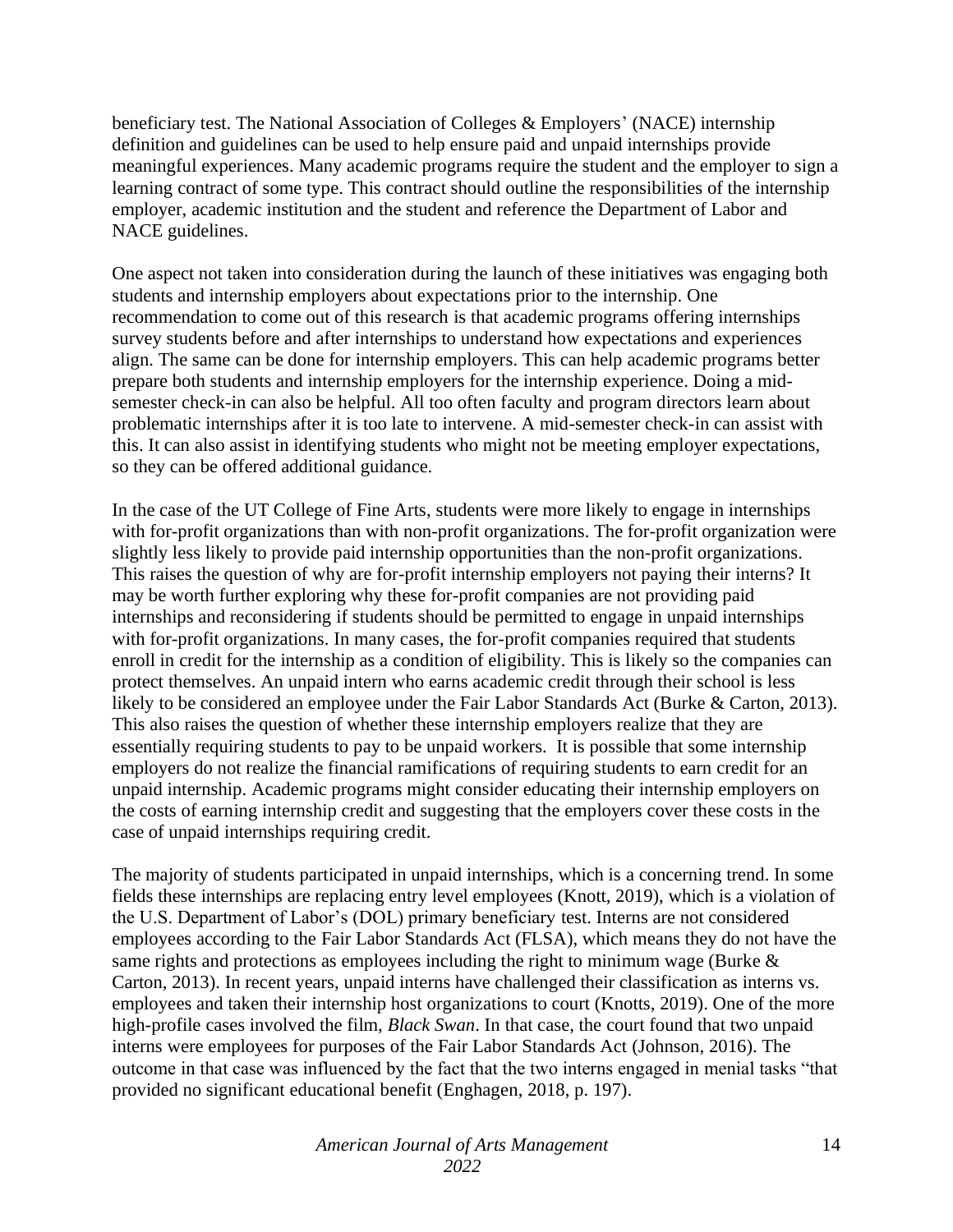beneficiary test. The National Association of Colleges & Employers' (NACE) internship definition and guidelines can be used to help ensure paid and unpaid internships provide meaningful experiences. Many academic programs require the student and the employer to sign a learning contract of some type. This contract should outline the responsibilities of the internship employer, academic institution and the student and reference the Department of Labor and NACE guidelines.

One aspect not taken into consideration during the launch of these initiatives was engaging both students and internship employers about expectations prior to the internship. One recommendation to come out of this research is that academic programs offering internships survey students before and after internships to understand how expectations and experiences align. The same can be done for internship employers. This can help academic programs better prepare both students and internship employers for the internship experience. Doing a mid-semester check-in can also be helpful. All too often faculty and program directors learn about problematic internships after it is too late to intervene. A mid-semester check-in can assist with this. It can also assist in identifying students who might not be meeting employer expectations, so they can be offered additional guidance.

In the case of the UT College of Fine Arts, students were more likely to engage in internships with for-profit organizations than with non-profit organizations. The for-profit organization were slightly less likely to provide paid internship opportunities than the non-profit organizations. This raises the question of why are for-profit internship employers not paying their interns? It may be worth further exploring why these for-profit companies are not providing paid internships and reconsidering if students should be permitted to engage in unpaid internships with for-profit organizations. In many cases, the for-profit companies required that students enroll in credit for the internship as a condition of eligibility. This is likely so the companies can protect themselves. An unpaid intern who earns academic credit through their school is less likely to be considered an employee under the Fair Labor Standards Act (Burke & Carton, 2013). This also raises the question of whether these internship employers realize that they are essentially requiring students to pay to be unpaid workers. It is possible that some internship employers do not realize the financial ramifications of requiring students to earn credit for an unpaid internship. Academic programs might consider educating their internship employers on the costs of earning internship credit and suggesting that the employers cover these costs in the case of unpaid internships requiring credit.

The majority of students participated in unpaid internships, which is a concerning trend. In some fields these internships are replacing entry level employees (Knott, 2019), which is a violation of the U.S. Department of Labor's (DOL) primary beneficiary test. Interns are not considered employees according to the Fair Labor Standards Act (FLSA), which means they do not have the same rights and protections as employees including the right to minimum wage (Burke & Carton, 2013). In recent years, unpaid interns have challenged their classification as interns vs. employees and taken their internship host organizations to court (Knotts, 2019). One of the more high-profile cases involved the film, *Black Swan*. In that case, the court found that two unpaid interns were employees for purposes of the Fair Labor Standards Act (Johnson, 2016). The outcome in that case was influenced by the fact that the two interns engaged in menial tasks "that provided no significant educational benefit (Enghagen, 2018, p. 197).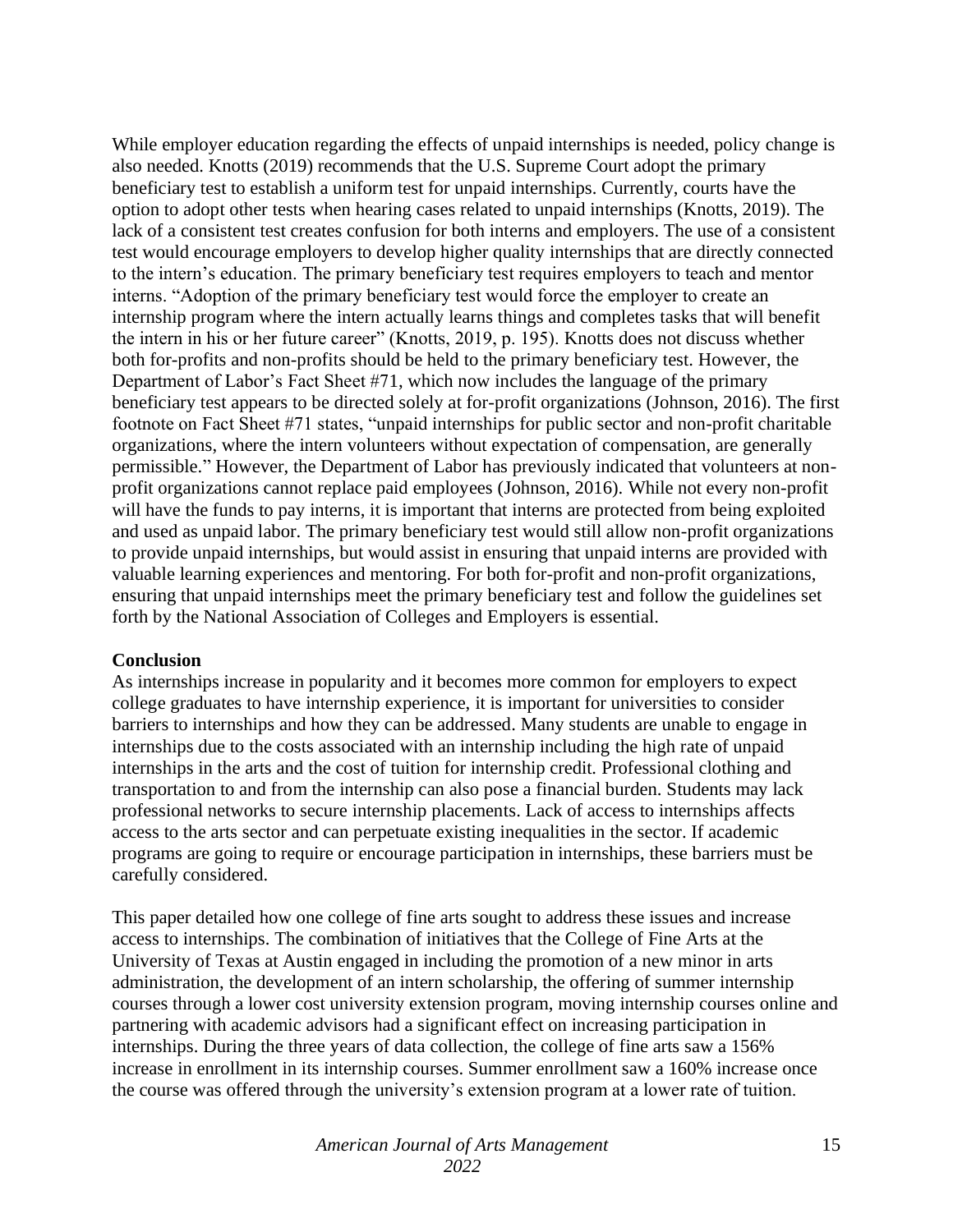While employer education regarding the effects of unpaid internships is needed, policy change is also needed. Knotts (2019) recommends that the U.S. Supreme Court adopt the primary beneficiary test to establish a uniform test for unpaid internships. Currently, courts have the option to adopt other tests when hearing cases related to unpaid internships (Knotts, 2019). The lack of a consistent test creates confusion for both interns and employers. The use of a consistent test would encourage employers to develop higher quality internships that are directly connected to the intern's education. The primary beneficiary test requires employers to teach and mentor interns. "Adoption of the primary beneficiary test would force the employer to create an internship program where the intern actually learns things and completes tasks that will benefit the intern in his or her future career" (Knotts, 2019, p. 195). Knotts does not discuss whether both for-profits and non-profits should be held to the primary beneficiary test. However, the Department of Labor's Fact Sheet #71, which now includes the language of the primary beneficiary test appears to be directed solely at for-profit organizations (Johnson, 2016). The first footnote on Fact Sheet #71 states, "unpaid internships for public sector and non-profit charitable organizations, where the intern volunteers without expectation of compensation, are generally permissible." However, the Department of Labor has previously indicated that volunteers at non-profit organizations cannot replace paid employees (Johnson, 2016). While not every non-profit will have the funds to pay interns, it is important that interns are protected from being exploited and used as unpaid labor. The primary beneficiary test would still allow non-profit organizations to provide unpaid internships, but would assist in ensuring that unpaid interns are provided with valuable learning experiences and mentoring. For both for-profit and non-profit organizations, ensuring that unpaid internships meet the primary beneficiary test and follow the guidelines set forth by the National Association of Colleges and Employers is essential.

**Conclusion**

As internships increase in popularity and it becomes more common for employers to expect college graduates to have internship experience, it is important for universities to consider barriers to internships and how they can be addressed. Many students are unable to engage in internships due to the costs associated with an internship including the high rate of unpaid internships in the arts and the cost of tuition for internship credit. Professional clothing and transportation to and from the internship can also pose a financial burden. Students may lack professional networks to secure internship placements. Lack of access to internships affects access to the arts sector and can perpetuate existing inequalities in the sector. If academic programs are going to require or encourage participation in internships, these barriers must be carefully considered.

This paper detailed how one college of fine arts sought to address these issues and increase access to internships. The combination of initiatives that the College of Fine Arts at the University of Texas at Austin engaged in including the promotion of a new minor in arts administration, the development of an intern scholarship, the offering of summer internship courses through a lower cost university extension program, moving internship courses online and partnering with academic advisors had a significant effect on increasing participation in internships. During the three years of data collection, the college of fine arts saw a 156% increase in enrollment in its internship courses. Summer enrollment saw a 160% increase once the course was offered through the university's extension program at a lower rate of tuition.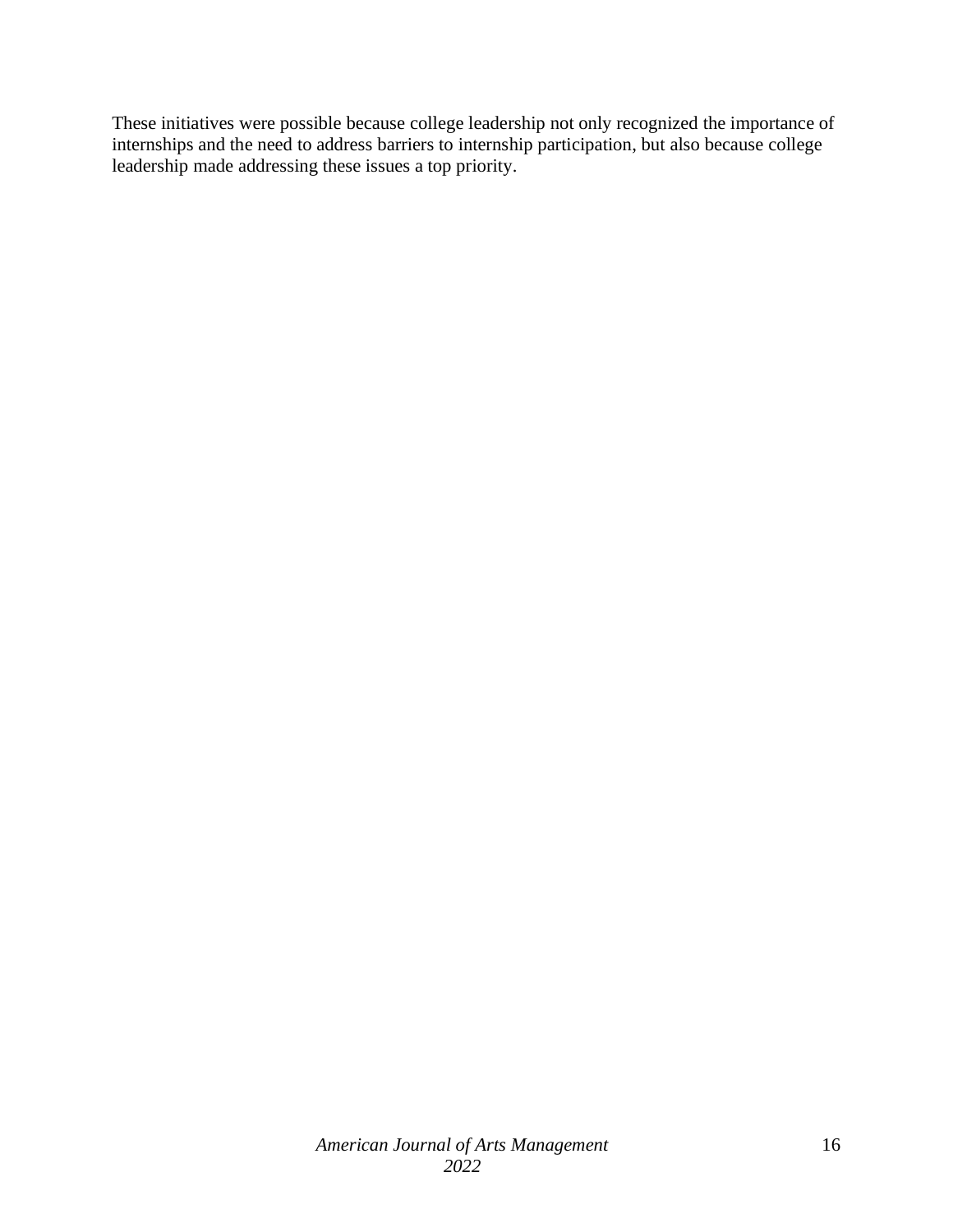These initiatives were possible because college leadership not only recognized the importance of internships and the need to address barriers to internship participation, but also because college leadership made addressing these issues a top priority.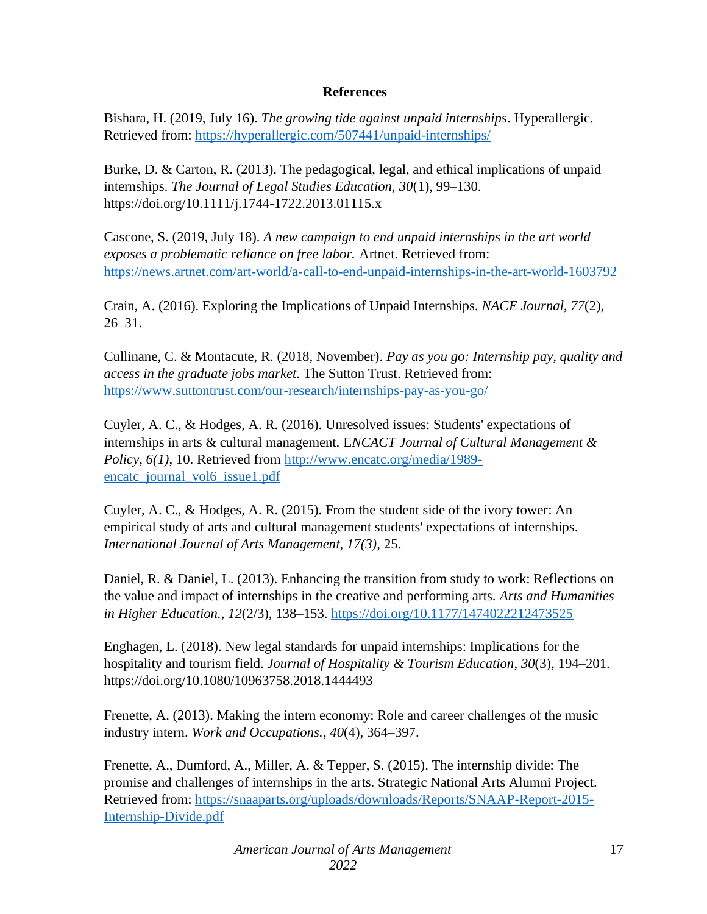## References

Bishara, H. (2019, July 16). *The growing tide against unpaid internships*. Hyperallergic. Retrieved from: https://hyperallergic.com/507441/unpaid-internships/

Burke, D. & Carton, R. (2013). The pedagogical, legal, and ethical implications of unpaid internships. *The Journal of Legal Studies Education, 30*(1), 99–130. https://doi.org/10.1111/j.1744-1722.2013.01115.x

Cascone, S. (2019, July 18). *A new campaign to end unpaid internships in the art world exposes a problematic reliance on free labor.* Artnet. Retrieved from: https://news.artnet.com/art-world/a-call-to-end-unpaid-internships-in-the-art-world-1603792

Crain, A. (2016). Exploring the Implications of Unpaid Internships. *NACE Journal*, *77*(2), 26–31.

Cullinane, C. & Montacute, R. (2018, November). *Pay as you go: Internship pay, quality and access in the graduate jobs market.* The Sutton Trust. Retrieved from: https://www.suttontrust.com/our-research/internships-pay-as-you-go/

Cuyler, A. C., & Hodges, A. R. (2016). Unresolved issues: Students' expectations of internships in arts & cultural management. E*NCACT Journal of Cultural Management & Policy, 6(1),* 10. Retrieved from http://www.encatc.org/media/1989-encatc_journal_vol6_issue1.pdf

Cuyler, A. C., & Hodges, A. R. (2015). From the student side of the ivory tower: An empirical study of arts and cultural management students' expectations of internships. *International Journal of Arts Management, 17(3),* 25.

Daniel, R. & Daniel, L. (2013). Enhancing the transition from study to work: Reflections on the value and impact of internships in the creative and performing arts. *Arts and Humanities in Higher Education.*, *12*(2/3), 138–153. https://doi.org/10.1177/1474022212473525

Enghagen, L. (2018). New legal standards for unpaid internships: Implications for the hospitality and tourism field. *Journal of Hospitality & Tourism Education*, *30*(3), 194–201. https://doi.org/10.1080/10963758.2018.1444493

Frenette, A. (2013). Making the intern economy: Role and career challenges of the music industry intern. *Work and Occupations.*, *40*(4), 364–397.

Frenette, A., Dumford, A., Miller, A. & Tepper, S. (2015). The internship divide: The promise and challenges of internships in the arts. Strategic National Arts Alumni Project. Retrieved from: https://snaaparts.org/uploads/downloads/Reports/SNAAP-Report-2015-Internship-Divide.pdf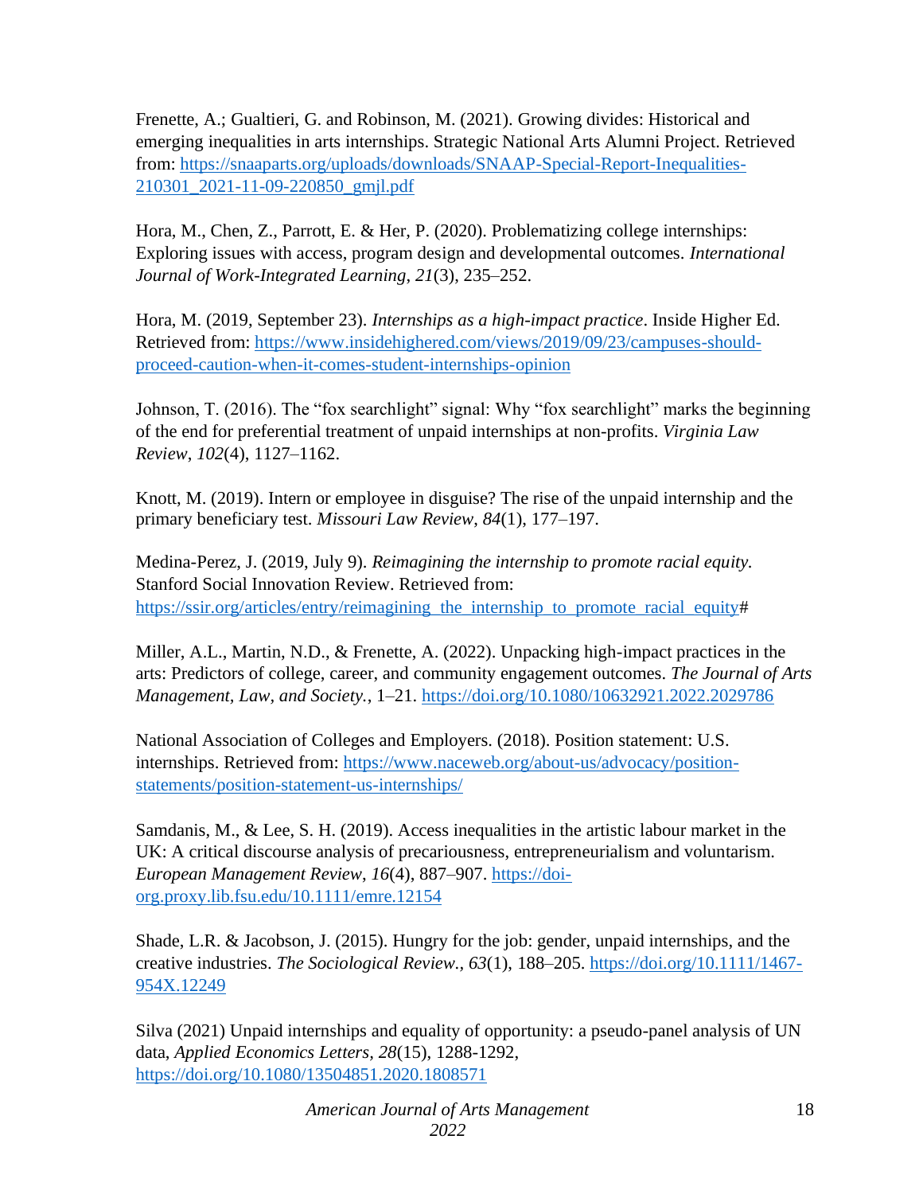Frenette, A.; Gualtieri, G. and Robinson, M. (2021). Growing divides: Historical and emerging inequalities in arts internships. Strategic National Arts Alumni Project. Retrieved from: https://snaaparts.org/uploads/downloads/SNAAP-Special-Report-Inequalities-210301_2021-11-09-220850_gmjl.pdf

Hora, M., Chen, Z., Parrott, E. & Her, P. (2020). Problematizing college internships: Exploring issues with access, program design and developmental outcomes. *International Journal of Work-Integrated Learning*, *21*(3), 235–252.

Hora, M. (2019, September 23). *Internships as a high-impact practice*. Inside Higher Ed. Retrieved from: https://www.insidehighered.com/views/2019/09/23/campuses-should-proceed-caution-when-it-comes-student-internships-opinion

Johnson, T. (2016). The "fox searchlight" signal: Why "fox searchlight" marks the beginning of the end for preferential treatment of unpaid internships at non-profits. *Virginia Law Review*, *102*(4), 1127–1162.

Knott, M. (2019). Intern or employee in disguise? The rise of the unpaid internship and the primary beneficiary test. *Missouri Law Review*, *84*(1), 177–197.

Medina-Perez, J. (2019, July 9). *Reimagining the internship to promote racial equity.* Stanford Social Innovation Review. Retrieved from: https://ssir.org/articles/entry/reimagining_the_internship_to_promote_racial_equity#

Miller, A.L., Martin, N.D., & Frenette, A. (2022). Unpacking high-impact practices in the arts: Predictors of college, career, and community engagement outcomes. *The Journal of Arts Management, Law, and Society.*, 1–21. https://doi.org/10.1080/10632921.2022.2029786

National Association of Colleges and Employers. (2018). Position statement: U.S. internships. Retrieved from: https://www.naceweb.org/about-us/advocacy/position-statements/position-statement-us-internships/

Samdanis, M., & Lee, S. H. (2019). Access inequalities in the artistic labour market in the UK: A critical discourse analysis of precariousness, entrepreneurialism and voluntarism. *European Management Review*, *16*(4), 887–907. https://doi-org.proxy.lib.fsu.edu/10.1111/emre.12154

Shade, L.R. & Jacobson, J. (2015). Hungry for the job: gender, unpaid internships, and the creative industries. *The Sociological Review.*, *63*(1), 188–205. https://doi.org/10.1111/1467-954X.12249

Silva (2021) Unpaid internships and equality of opportunity: a pseudo-panel analysis of UN data, *Applied Economics Letters*, *28*(15), 1288-1292, https://doi.org/10.1080/13504851.2020.1808571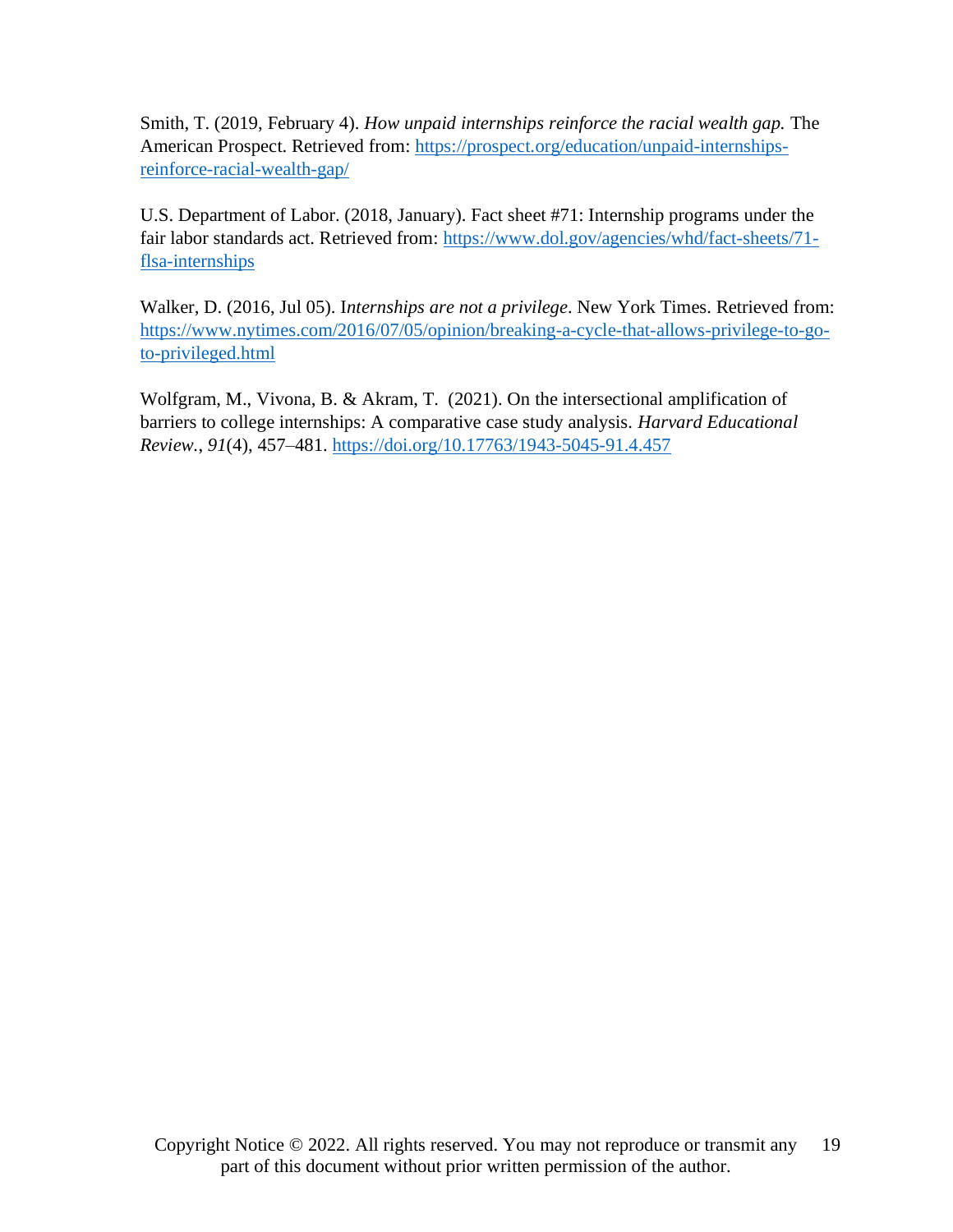Smith, T. (2019, February 4). *How unpaid internships reinforce the racial wealth gap.* The American Prospect. Retrieved from: https://prospect.org/education/unpaid-internships-reinforce-racial-wealth-gap/

U.S. Department of Labor. (2018, January). Fact sheet #71: Internship programs under the fair labor standards act. Retrieved from: https://www.dol.gov/agencies/whd/fact-sheets/71-flsa-internships

Walker, D. (2016, Jul 05). I*nternships are not a privilege*. New York Times. Retrieved from: https://www.nytimes.com/2016/07/05/opinion/breaking-a-cycle-that-allows-privilege-to-go-to-privileged.html

Wolfgram, M., Vivona, B. & Akram, T. (2021). On the intersectional amplification of barriers to college internships: A comparative case study analysis. *Harvard Educational Review.*, *91*(4), 457–481. https://doi.org/10.17763/1943-5045-91.4.457

Copyright Notice © 2022. All rights reserved. You may not reproduce or transmit any part of this document without prior written permission of the author.